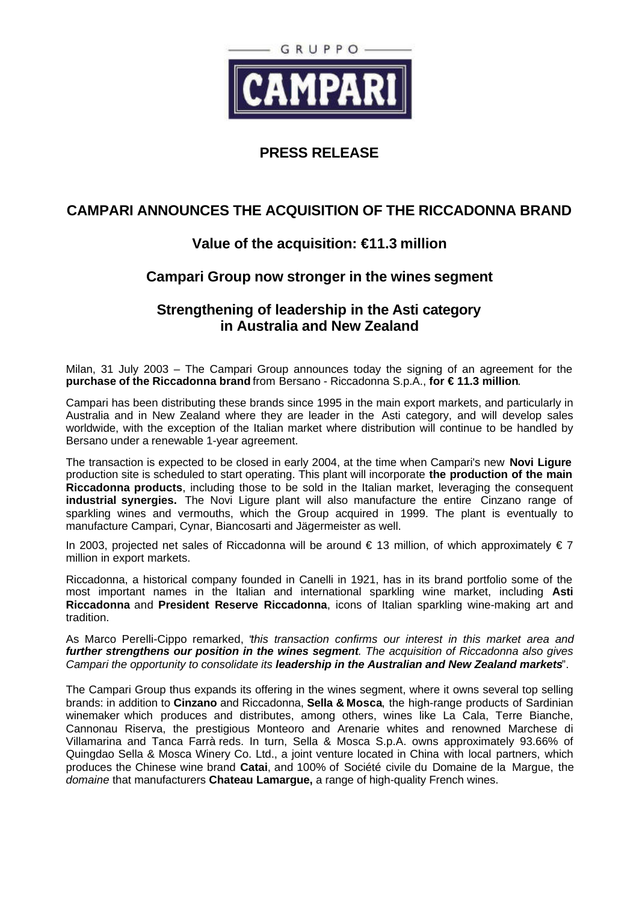GRUPPO

CAMPARI

## PRESS RELEASE

# CAMPARI ANNOUNCES THE ACQUISITION OF THE RICCADONNA BRAND

## Value of the acquisition: €11.3 million

## Campari Group now stronger in the wines segment

## Strengthening of leadership in the Asti category in Australia and New Zealand

Milan, 31 July 2003 – The Campari Group announces today the signing of an agreement for the **purchase of the Riccadonna brand** from Bersano - Riccadonna S.p.A., **for € 11.3 million**.

Campari has been distributing these brands since 1995 in the main export markets, and particularly in Australia and in New Zealand where they are leader in the Asti category, and will develop sales worldwide, with the exception of the Italian market where distribution will continue to be handled by Bersano under a renewable 1-year agreement.

The transaction is expected to be closed in early 2004, at the time when Campari's new **Novi Ligure** production site is scheduled to start operating. This plant will incorporate **the production of the main Riccadonna products**, including those to be sold in the Italian market, leveraging the consequent **industrial synergies.** The Novi Ligure plant will also manufacture the entire Cinzano range of sparkling wines and vermouths, which the Group acquired in 1999. The plant is eventually to manufacture Campari, Cynar, Biancosarti and Jägermeister as well.

In 2003, projected net sales of Riccadonna will be around € 13 million, of which approximately € 7 million in export markets.

Riccadonna, a historical company founded in Canelli in 1921, has in its brand portfolio some of the most important names in the Italian and international sparkling wine market, including **Asti Riccadonna** and **President Reserve Riccadonna**, icons of Italian sparkling wine-making art and tradition.

As Marco Perelli-Cippo remarked, "*this transaction confirms our interest in this market area and **further strengthens our position in the wines segment**. The acquisition of Riccadonna also gives Campari the opportunity to consolidate its **leadership in the Australian and New Zealand markets***".

The Campari Group thus expands its offering in the wines segment, where it owns several top selling brands: in addition to **Cinzano** and Riccadonna, **Sella & Mosca**, the high-range products of Sardinian winemaker which produces and distributes, among others, wines like La Cala, Terre Bianche, Cannonau Riserva, the prestigious Monteoro and Arenarie whites and renowned Marchese di Villamarina and Tanca Farrà reds. In turn, Sella & Mosca S.p.A. owns approximately 93.66% of Quingdao Sella & Mosca Winery Co. Ltd., a joint venture located in China with local partners, which produces the Chinese wine brand **Catai**, and 100% of Société civile du Domaine de la Margue, the *domaine* that manufacturers **Chateau Lamargue,** a range of high-quality French wines.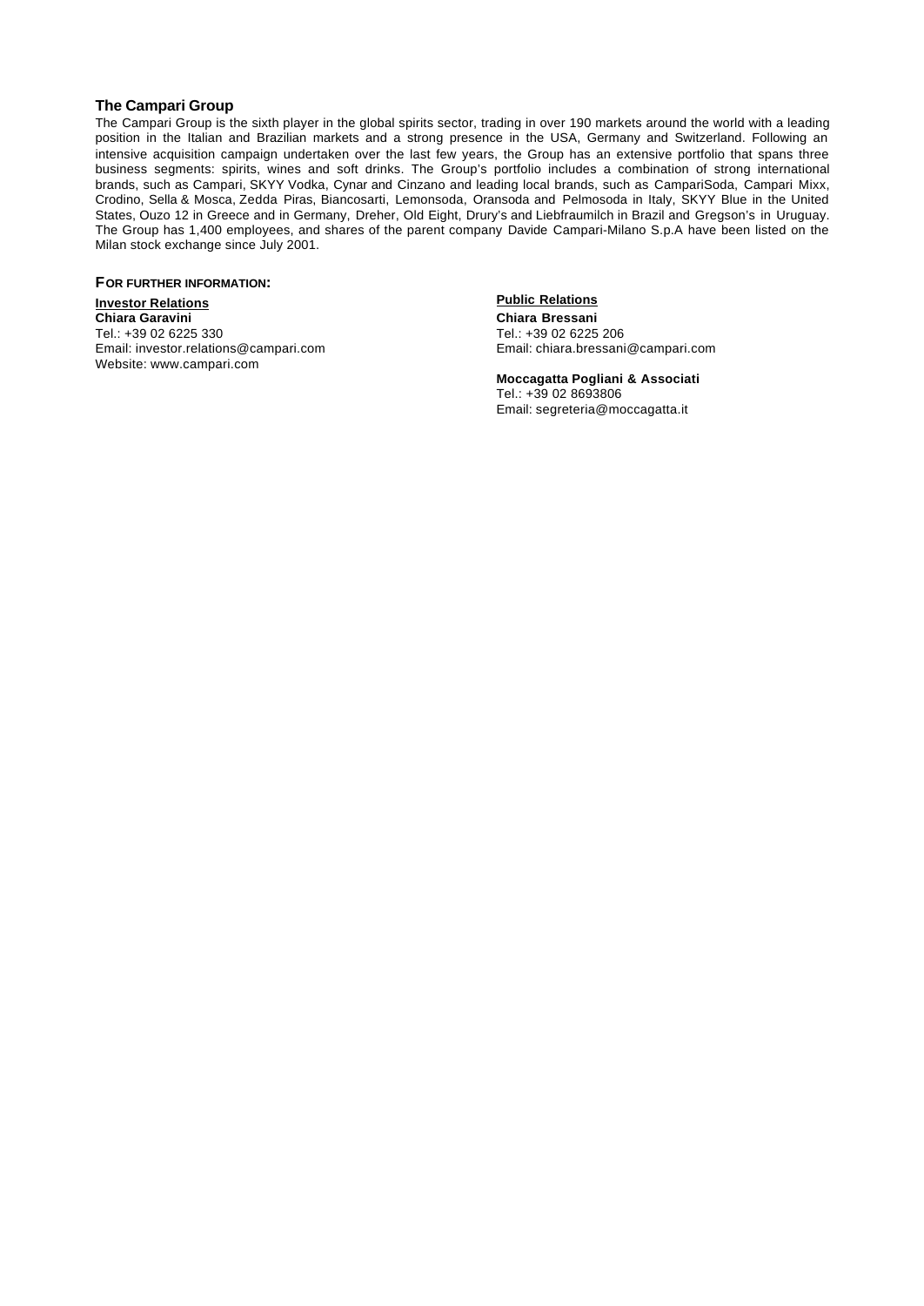### The Campari Group

The Campari Group is the sixth player in the global spirits sector, trading in over 190 markets around the world with a leading position in the Italian and Brazilian markets and a strong presence in the USA, Germany and Switzerland. Following an intensive acquisition campaign undertaken over the last few years, the Group has an extensive portfolio that spans three business segments: spirits, wines and soft drinks. The Group's portfolio includes a combination of strong international brands, such as Campari, SKYY Vodka, Cynar and Cinzano and leading local brands, such as CampariSoda, Campari Mixx, Crodino, Sella & Mosca, Zedda Piras, Biancosarti, Lemonsoda, Oransoda and Pelmosoda in Italy, SKYY Blue in the United States, Ouzo 12 in Greece and in Germany, Dreher, Old Eight, Drury's and Liebfraumilch in Brazil and Gregson's in Uruguay. The Group has 1,400 employees, and shares of the parent company Davide Campari-Milano S.p.A have been listed on the Milan stock exchange since July 2001.

**FOR FURTHER INFORMATION:**

**Investor Relations**
**Chiara Garavini**
Tel.: +39 02 6225 330
Email: investor.relations@campari.com
Website: www.campari.com

**Public Relations**
**Chiara Bressani**
Tel.: +39 02 6225 206
Email: chiara.bressani@campari.com

**Moccagatta Pogliani & Associati**
Tel.: +39 02 8693806
Email: segreteria@moccagatta.it